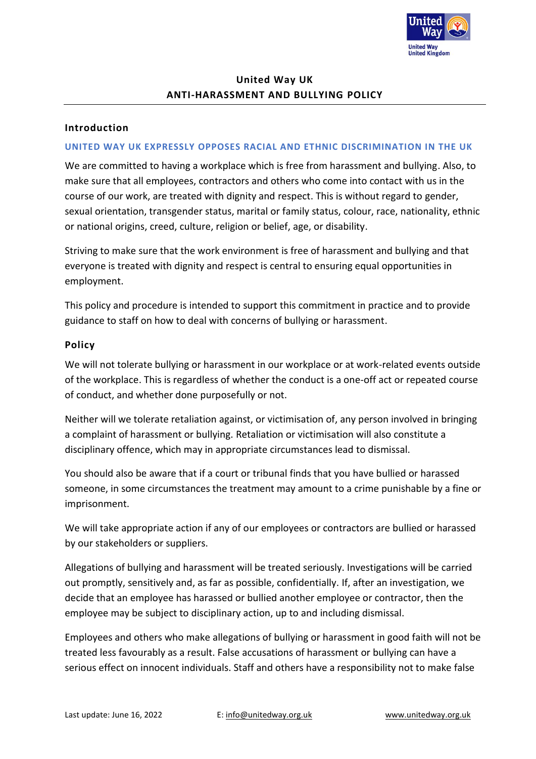# United Way UK
# ANTI-HARASSMENT AND BULLYING POLICY

## Introduction

**UNITED WAY UK EXPRESSLY OPPOSES RACIAL AND ETHNIC DISCRIMINATION IN THE UK**

We are committed to having a workplace which is free from harassment and bullying. Also, to make sure that all employees, contractors and others who come into contact with us in the course of our work, are treated with dignity and respect. This is without regard to gender, sexual orientation, transgender status, marital or family status, colour, race, nationality, ethnic or national origins, creed, culture, religion or belief, age, or disability.

Striving to make sure that the work environment is free of harassment and bullying and that everyone is treated with dignity and respect is central to ensuring equal opportunities in employment.

This policy and procedure is intended to support this commitment in practice and to provide guidance to staff on how to deal with concerns of bullying or harassment.

## Policy

We will not tolerate bullying or harassment in our workplace or at work-related events outside of the workplace. This is regardless of whether the conduct is a one-off act or repeated course of conduct, and whether done purposefully or not.

Neither will we tolerate retaliation against, or victimisation of, any person involved in bringing a complaint of harassment or bullying. Retaliation or victimisation will also constitute a disciplinary offence, which may in appropriate circumstances lead to dismissal.

You should also be aware that if a court or tribunal finds that you have bullied or harassed someone, in some circumstances the treatment may amount to a crime punishable by a fine or imprisonment.

We will take appropriate action if any of our employees or contractors are bullied or harassed by our stakeholders or suppliers.

Allegations of bullying and harassment will be treated seriously. Investigations will be carried out promptly, sensitively and, as far as possible, confidentially. If, after an investigation, we decide that an employee has harassed or bullied another employee or contractor, then the employee may be subject to disciplinary action, up to and including dismissal.

Employees and others who make allegations of bullying or harassment in good faith will not be treated less favourably as a result. False accusations of harassment or bullying can have a serious effect on innocent individuals. Staff and others have a responsibility not to make false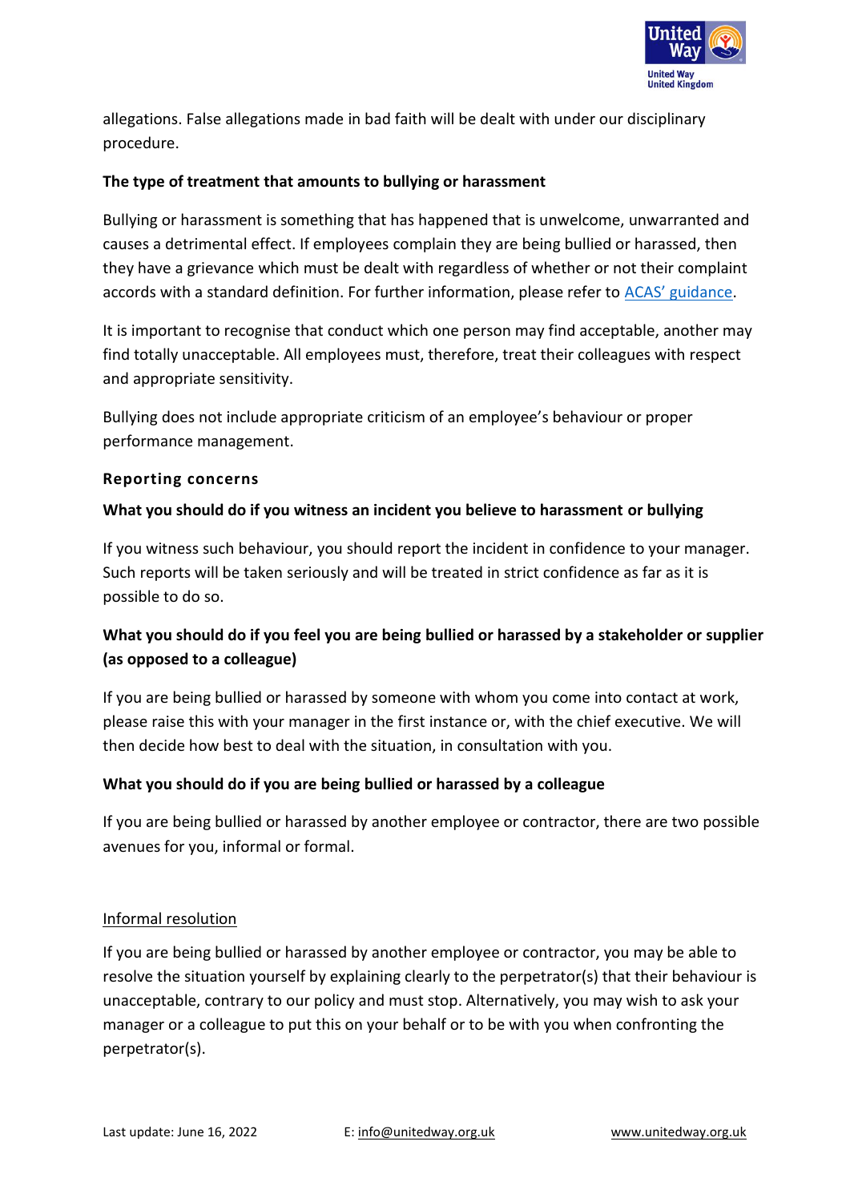allegations. False allegations made in bad faith will be dealt with under our disciplinary procedure.

**The type of treatment that amounts to bullying or harassment**

Bullying or harassment is something that has happened that is unwelcome, unwarranted and causes a detrimental effect. If employees complain they are being bullied or harassed, then they have a grievance which must be dealt with regardless of whether or not their complaint accords with a standard definition. For further information, please refer to [ACAS' guidance](ACAS' guidance).

It is important to recognise that conduct which one person may find acceptable, another may find totally unacceptable. All employees must, therefore, treat their colleagues with respect and appropriate sensitivity.

Bullying does not include appropriate criticism of an employee's behaviour or proper performance management.

**Reporting concerns**

**What you should do if you witness an incident you believe to harassment or bullying**

If you witness such behaviour, you should report the incident in confidence to your manager. Such reports will be taken seriously and will be treated in strict confidence as far as it is possible to do so.

**What you should do if you feel you are being bullied or harassed by a stakeholder or supplier (as opposed to a colleague)**

If you are being bullied or harassed by someone with whom you come into contact at work, please raise this with your manager in the first instance or, with the chief executive. We will then decide how best to deal with the situation, in consultation with you.

**What you should do if you are being bullied or harassed by a colleague**

If you are being bullied or harassed by another employee or contractor, there are two possible avenues for you, informal or formal.

<u>Informal resolution</u>

If you are being bullied or harassed by another employee or contractor, you may be able to resolve the situation yourself by explaining clearly to the perpetrator(s) that their behaviour is unacceptable, contrary to our policy and must stop. Alternatively, you may wish to ask your manager or a colleague to put this on your behalf or to be with you when confronting the perpetrator(s).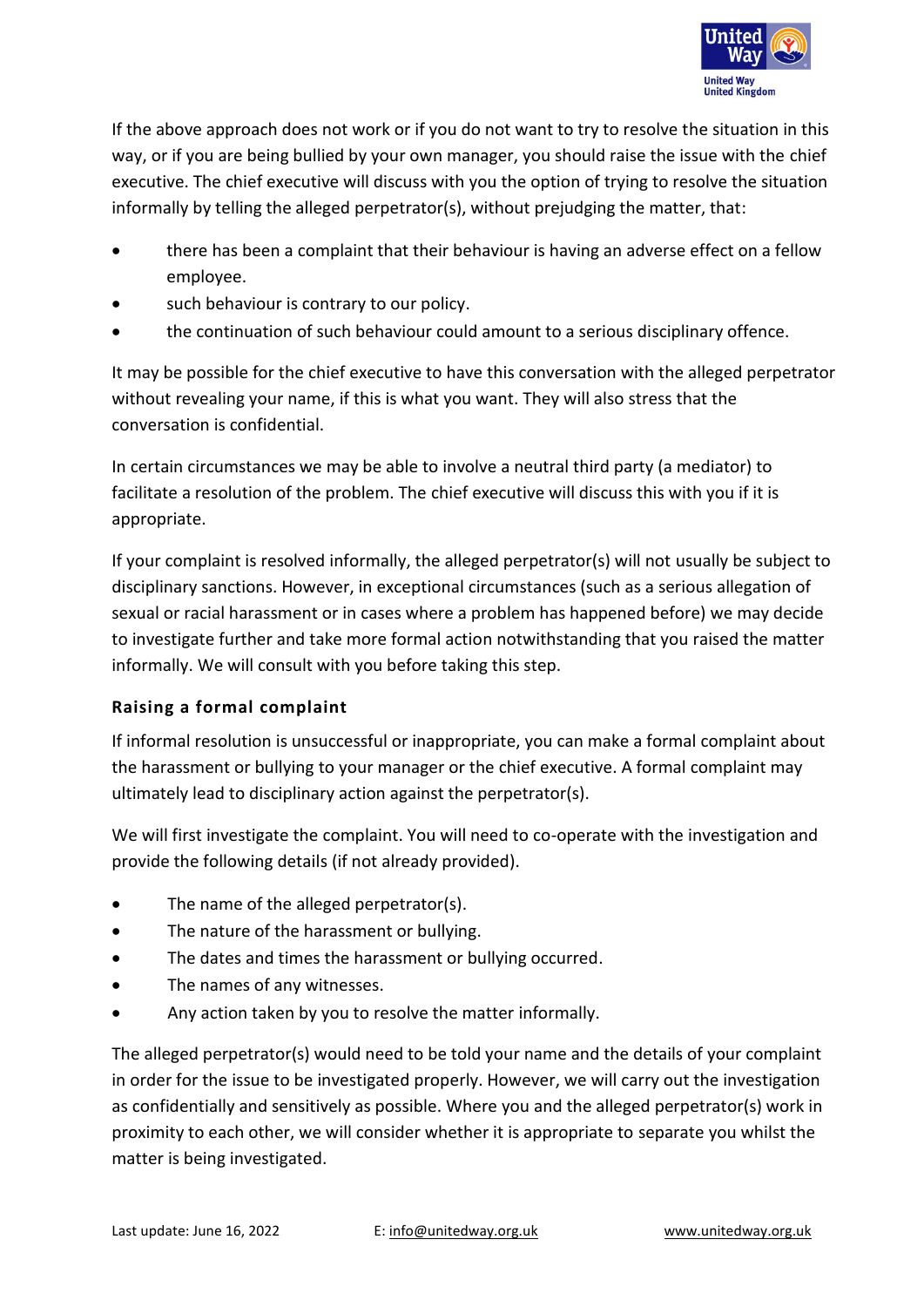If the above approach does not work or if you do not want to try to resolve the situation in this way, or if you are being bullied by your own manager, you should raise the issue with the chief executive. The chief executive will discuss with you the option of trying to resolve the situation informally by telling the alleged perpetrator(s), without prejudging the matter, that:

- there has been a complaint that their behaviour is having an adverse effect on a fellow employee.
- such behaviour is contrary to our policy.
- the continuation of such behaviour could amount to a serious disciplinary offence.

It may be possible for the chief executive to have this conversation with the alleged perpetrator without revealing your name, if this is what you want. They will also stress that the conversation is confidential.

In certain circumstances we may be able to involve a neutral third party (a mediator) to facilitate a resolution of the problem. The chief executive will discuss this with you if it is appropriate.

If your complaint is resolved informally, the alleged perpetrator(s) will not usually be subject to disciplinary sanctions. However, in exceptional circumstances (such as a serious allegation of sexual or racial harassment or in cases where a problem has happened before) we may decide to investigate further and take more formal action notwithstanding that you raised the matter informally. We will consult with you before taking this step.

**Raising a formal complaint**

If informal resolution is unsuccessful or inappropriate, you can make a formal complaint about the harassment or bullying to your manager or the chief executive. A formal complaint may ultimately lead to disciplinary action against the perpetrator(s).

We will first investigate the complaint. You will need to co-operate with the investigation and provide the following details (if not already provided).

- The name of the alleged perpetrator(s).
- The nature of the harassment or bullying.
- The dates and times the harassment or bullying occurred.
- The names of any witnesses.
- Any action taken by you to resolve the matter informally.

The alleged perpetrator(s) would need to be told your name and the details of your complaint in order for the issue to be investigated properly. However, we will carry out the investigation as confidentially and sensitively as possible. Where you and the alleged perpetrator(s) work in proximity to each other, we will consider whether it is appropriate to separate you whilst the matter is being investigated.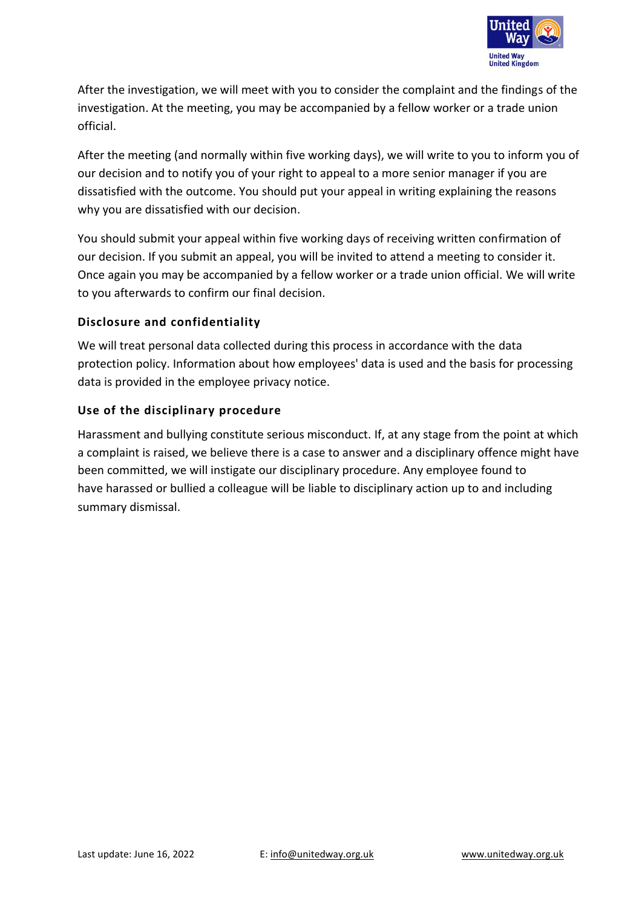After the investigation, we will meet with you to consider the complaint and the findings of the investigation. At the meeting, you may be accompanied by a fellow worker or a trade union official.

After the meeting (and normally within five working days), we will write to you to inform you of our decision and to notify you of your right to appeal to a more senior manager if you are dissatisfied with the outcome. You should put your appeal in writing explaining the reasons why you are dissatisfied with our decision.

You should submit your appeal within five working days of receiving written confirmation of our decision. If you submit an appeal, you will be invited to attend a meeting to consider it. Once again you may be accompanied by a fellow worker or a trade union official. We will write to you afterwards to confirm our final decision.

### Disclosure and confidentiality

We will treat personal data collected during this process in accordance with the data protection policy. Information about how employees' data is used and the basis for processing data is provided in the employee privacy notice.

### Use of the disciplinary procedure

Harassment and bullying constitute serious misconduct. If, at any stage from the point at which a complaint is raised, we believe there is a case to answer and a disciplinary offence might have been committed, we will instigate our disciplinary procedure. Any employee found to have harassed or bullied a colleague will be liable to disciplinary action up to and including summary dismissal.